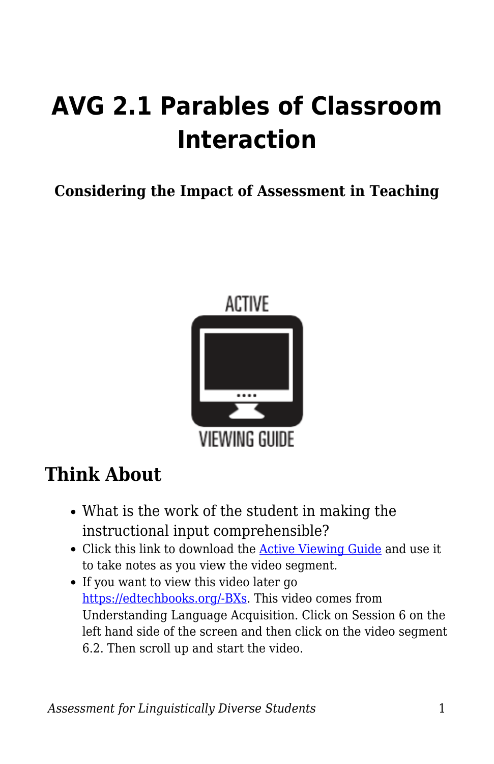# AVG 2.1 Parables of Classroom Interaction

**Considering the Impact of Assessment in Teaching**

ACTIVE

VIEWING GUIDE

## Think About

- What is the work of the student in making the instructional input comprehensible?
- Click this link to download the [Active Viewing Guide](Active Viewing Guide) and use it to take notes as you view the video segment.
- If you want to view this video later go [https://edtechbooks.org/-BXs](https://edtechbooks.org/-BXs). This video comes from Understanding Language Acquisition. Click on Session 6 on the left hand side of the screen and then click on the video segment 6.2. Then scroll up and start the video.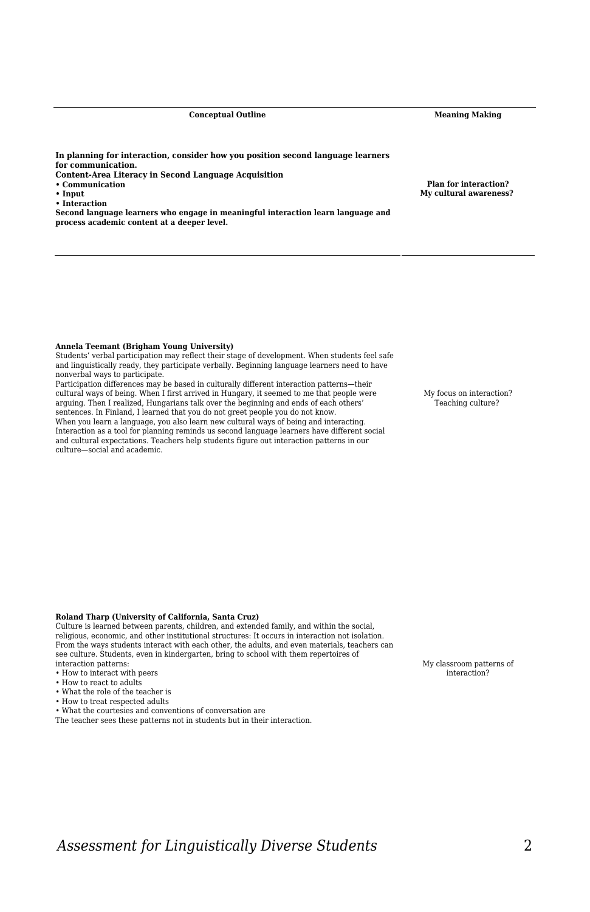| Conceptual Outline | Meaning Making |
|---|---|
| **In planning for interaction, consider how you position second language learners for communication.**<br>**Content-Area Literacy in Second Language Acquisition**<br>**• Communication**<br>**• Input**<br>**• Interaction**<br>**Second language learners who engage in meaningful interaction learn language and process academic content at a deeper level.** | **Plan for interaction?**<br>**My cultural awareness?** |
| **Annela Teemant (Brigham Young University)**<br>Students' verbal participation may reflect their stage of development. When students feel safe and linguistically ready, they participate verbally. Beginning language learners need to have nonverbal ways to participate.<br>Participation differences may be based in culturally different interaction patterns—their cultural ways of being. When I first arrived in Hungary, it seemed to me that people were arguing. Then I realized, Hungarians talk over the beginning and ends of each others' sentences. In Finland, I learned that you do not greet people you do not know.<br>When you learn a language, you also learn new cultural ways of being and interacting.<br>Interaction as a tool for planning reminds us second language learners have different social and cultural expectations. Teachers help students figure out interaction patterns in our culture—social and academic. | My focus on interaction?<br>Teaching culture? |
| **Roland Tharp (University of California, Santa Cruz)**<br>Culture is learned between parents, children, and extended family, and within the social, religious, economic, and other institutional structures: It occurs in interaction not isolation. From the ways students interact with each other, the adults, and even materials, teachers can see culture. Students, even in kindergarten, bring to school with them repertoires of interaction patterns:<br>• How to interact with peers<br>• How to react to adults<br>• What the role of the teacher is<br>• How to treat respected adults<br>• What the courtesies and conventions of conversation are<br>The teacher sees these patterns not in students but in their interaction. | My classroom patterns of interaction? |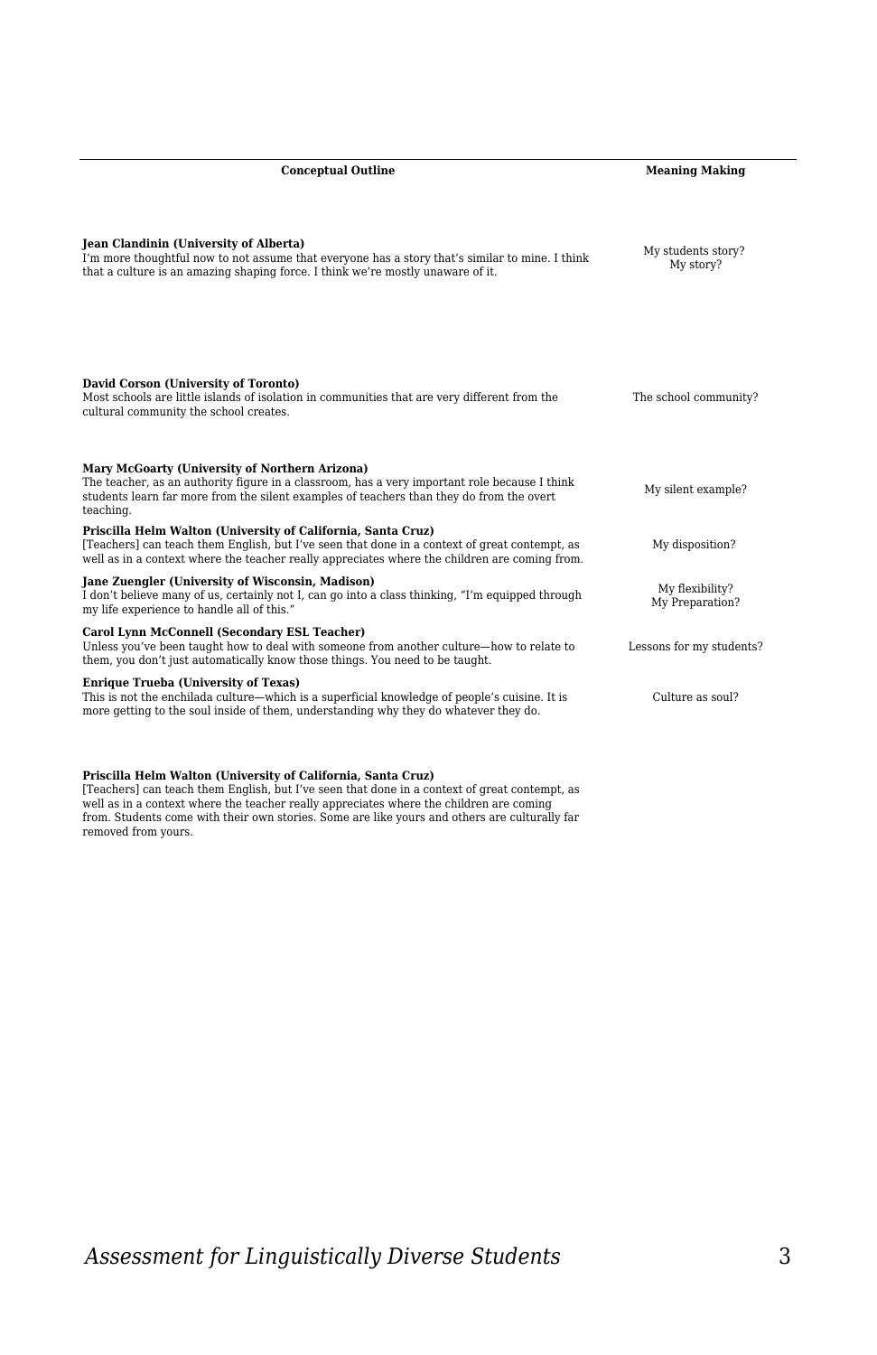| Conceptual Outline | Meaning Making |
|---|---|
| **Jean Clandinin (University of Alberta)** I'm more thoughtful now to not assume that everyone has a story that's similar to mine. I think that a culture is an amazing shaping force. I think we're mostly unaware of it. | My students story? My story? |
| **David Corson (University of Toronto)** Most schools are little islands of isolation in communities that are very different from the cultural community the school creates. | The school community? |
| **Mary McGoarty (University of Northern Arizona)** The teacher, as an authority figure in a classroom, has a very important role because I think students learn far more from the silent examples of teachers than they do from the overt teaching. | My silent example? |
| **Priscilla Helm Walton (University of California, Santa Cruz)** [Teachers] can teach them English, but I've seen that done in a context of great contempt, as well as in a context where the teacher really appreciates where the children are coming from. | My disposition? |
| **Jane Zuengler (University of Wisconsin, Madison)** I don't believe many of us, certainly not I, can go into a class thinking, "I'm equipped through my life experience to handle all of this." | My flexibility? My Preparation? |
| **Carol Lynn McConnell (Secondary ESL Teacher)** Unless you've been taught how to deal with someone from another culture—how to relate to them, you don't just automatically know those things. You need to be taught. | Lessons for my students? |
| **Enrique Trueba (University of Texas)** This is not the enchilada culture—which is a superficial knowledge of people's cuisine. It is more getting to the soul inside of them, understanding why they do whatever they do. | Culture as soul? |

**Priscilla Helm Walton (University of California, Santa Cruz)**
[Teachers] can teach them English, but I've seen that done in a context of great contempt, as well as in a context where the teacher really appreciates where the children are coming from. Students come with their own stories. Some are like yours and others are culturally far removed from yours.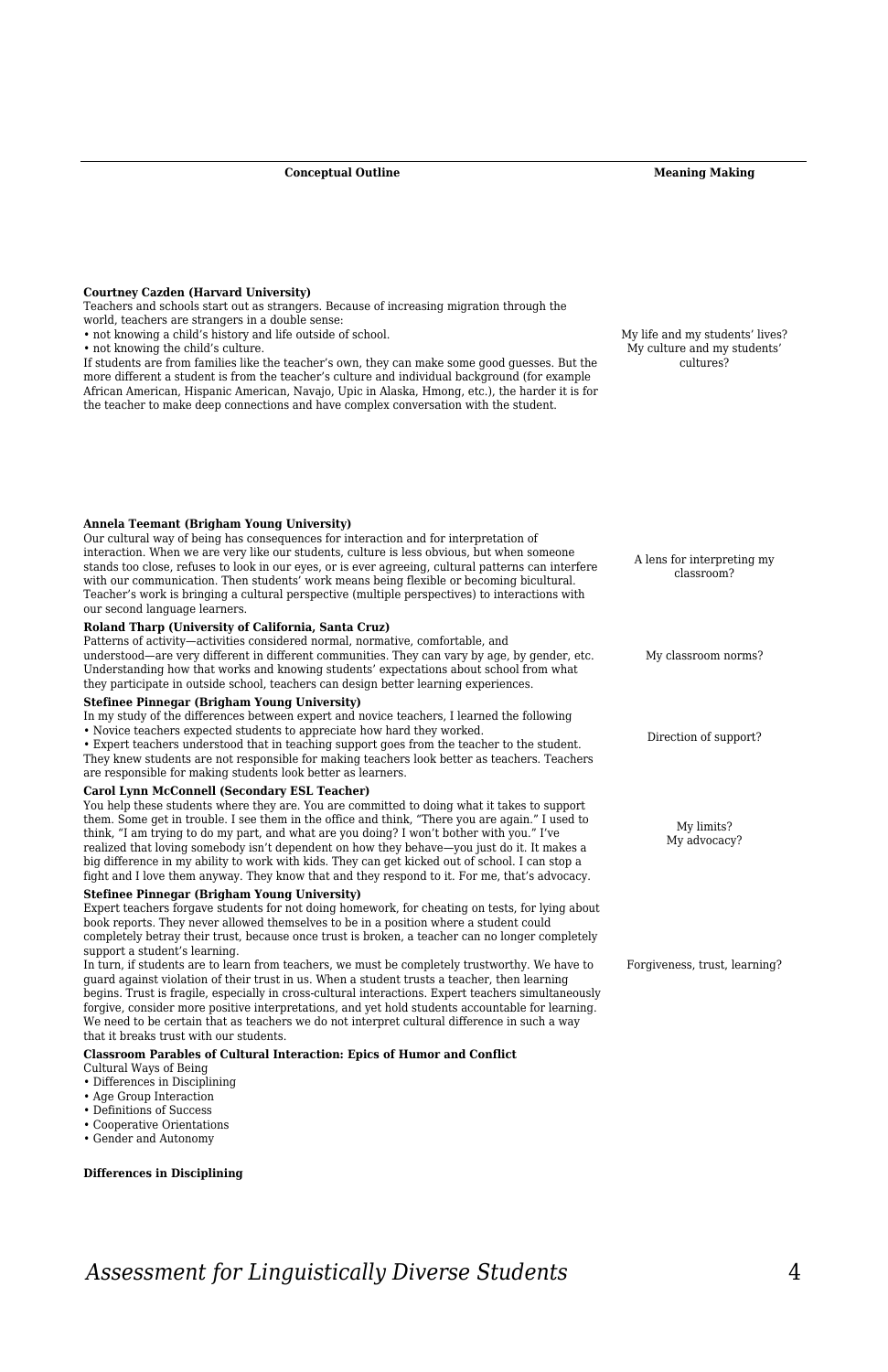| Conceptual Outline | Meaning Making |
|---|---|
| **Courtney Cazden (Harvard University)**<br>Teachers and schools start out as strangers. Because of increasing migration through the world, teachers are strangers in a double sense:<br>• not knowing a child's history and life outside of school.<br>• not knowing the child's culture.<br>If students are from families like the teacher's own, they can make some good guesses. But the more different a student is from the teacher's culture and individual background (for example African American, Hispanic American, Navajo, Upic in Alaska, Hmong, etc.), the harder it is for the teacher to make deep connections and have complex conversation with the student. | My life and my students' lives? My culture and my students' cultures? |
| **Annela Teemant (Brigham Young University)**<br>Our cultural way of being has consequences for interaction and for interpretation of interaction. When we are very like our students, culture is less obvious, but when someone stands too close, refuses to look in our eyes, or is ever agreeing, cultural patterns can interfere with our communication. Then students' work means being flexible or becoming bicultural. Teacher's work is bringing a cultural perspective (multiple perspectives) to interactions with our second language learners. | A lens for interpreting my classroom? |
| **Roland Tharp (University of California, Santa Cruz)**<br>Patterns of activity—activities considered normal, normative, comfortable, and understood—are very different in different communities. They can vary by age, by gender, etc. Understanding how that works and knowing students' expectations about school from what they participate in outside school, teachers can design better learning experiences. | My classroom norms? |
| **Stefinee Pinnegar (Brigham Young University)**<br>In my study of the differences between expert and novice teachers, I learned the following<br>• Novice teachers expected students to appreciate how hard they worked.<br>• Expert teachers understood that in teaching support goes from the teacher to the student. They knew students are not responsible for making teachers look better as teachers. Teachers are responsible for making students look better as learners. | Direction of support? |
| **Carol Lynn McConnell (Secondary ESL Teacher)**<br>You help these students where they are. You are committed to doing what it takes to support them. Some get in trouble. I see them in the office and think, "There you are again." I used to think, "I am trying to do my part, and what are you doing? I won't bother with you." I've realized that loving somebody isn't dependent on how they behave—you just do it. It makes a big difference in my ability to work with kids. They can get kicked out of school. I can stop a fight and I love them anyway. They know that and they respond to it. For me, that's advocacy. | My limits? My advocacy? |
| **Stefinee Pinnegar (Brigham Young University)**<br>Expert teachers forgave students for not doing homework, for cheating on tests, for lying about book reports. They never allowed themselves to be in a position where a student could completely betray their trust, because once trust is broken, a teacher can no longer completely support a student's learning.<br>In turn, if students are to learn from teachers, we must be completely trustworthy. We have to guard against violation of their trust in us. When a student trusts a teacher, then learning begins. Trust is fragile, especially in cross-cultural interactions. Expert teachers simultaneously forgive, consider more positive interpretations, and yet hold students accountable for learning. We need to be certain that as teachers we do not interpret cultural difference in such a way that it breaks trust with our students. | Forgiveness, trust, learning? |
| **Classroom Parables of Cultural Interaction: Epics of Humor and Conflict**<br>Cultural Ways of Being<br>• Differences in Disciplining<br>• Age Group Interaction<br>• Definitions of Success<br>• Cooperative Orientations<br>• Gender and Autonomy | |
| **Differences in Disciplining** | |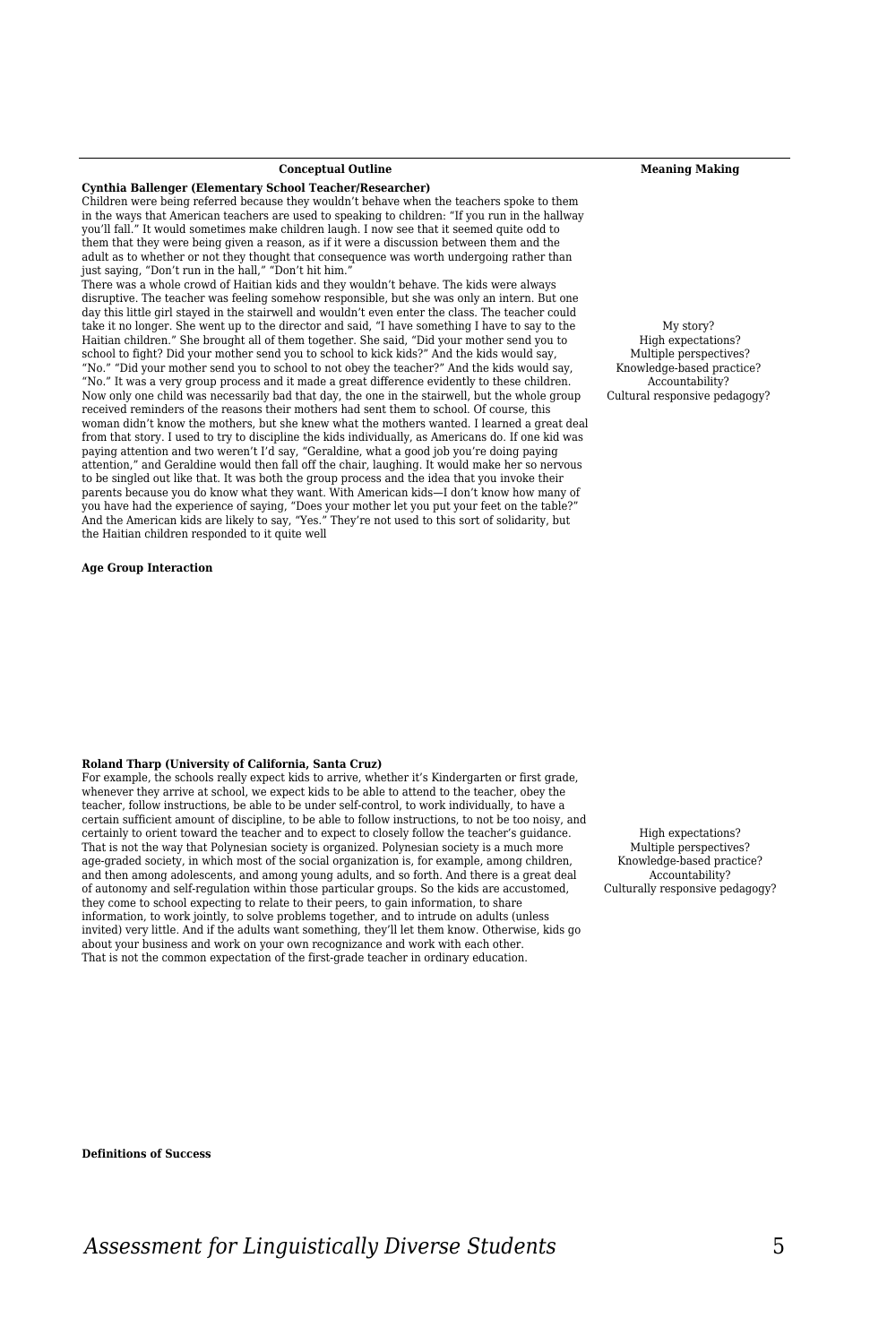| Conceptual Outline | Meaning Making |
|---|---|
| **Cynthia Ballenger (Elementary School Teacher/Researcher)**<br>Children were being referred because they wouldn't behave when the teachers spoke to them in the ways that American teachers are used to speaking to children: "If you run in the hallway you'll fall." It would sometimes make children laugh. I now see that it seemed quite odd to them that they were being given a reason, as if it were a discussion between them and the adult as to whether or not they thought that consequence was worth undergoing rather than just saying, "Don't run in the hall," "Don't hit him."<br>There was a whole crowd of Haitian kids and they wouldn't behave. The kids were always disruptive. The teacher was feeling somehow responsible, but she was only an intern. But one day this little girl stayed in the stairwell and wouldn't even enter the class. The teacher could take it no longer. She went up to the director and said, "I have something I have to say to the Haitian children." She brought all of them together. She said, "Did your mother send you to school to fight? Did your mother send you to school to kick kids?" And the kids would say, "No." "Did your mother send you to school to not obey the teacher?" And the kids would say, "No." It was a very group process and it made a great difference evidently to these children. Now only one child was necessarily bad that day, the one in the stairwell, but the whole group received reminders of the reasons their mothers had sent them to school. Of course, this woman didn't know the mothers, but she knew what the mothers wanted. I learned a great deal from that story. I used to try to discipline the kids individually, as Americans do. If one kid was paying attention and two weren't I'd say, "Geraldine, what a good job you're doing paying attention," and Geraldine would then fall off the chair, laughing. It would make her so nervous to be singled out like that. It was both the group process and the idea that you invoke their parents because you do know what they want. With American kids—I don't know how many of you have had the experience of saying, "Does your mother let you put your feet on the table?" And the American kids are likely to say, "Yes." They're not used to this sort of solidarity, but the Haitian children responded to it quite well | My story?<br>High expectations?<br>Multiple perspectives?<br>Knowledge-based practice?<br>Accountability?<br>Cultural responsive pedagogy? |
| **Age Group Interaction** | |
| **Roland Tharp (University of California, Santa Cruz)**<br>For example, the schools really expect kids to arrive, whether it's Kindergarten or first grade, whenever they arrive at school, we expect kids to be able to attend to the teacher, obey the teacher, follow instructions, be able to be under self-control, to work individually, to have a certain sufficient amount of discipline, to be able to follow instructions, to not be too noisy, and certainly to orient toward the teacher and to expect to closely follow the teacher's guidance. That is not the way that Polynesian society is organized. Polynesian society is a much more age-graded society, in which most of the social organization is, for example, among children, and then among adolescents, and among young adults, and so forth. And there is a great deal of autonomy and self-regulation within those particular groups. So the kids are accustomed, they come to school expecting to relate to their peers, to gain information, to share information, to work jointly, to solve problems together, and to intrude on adults (unless invited) very little. And if the adults want something, they'll let them know. Otherwise, kids go about your business and work on your own recognizance and work with each other.<br>That is not the common expectation of the first-grade teacher in ordinary education. | High expectations?<br>Multiple perspectives?<br>Knowledge-based practice?<br>Accountability?<br>Culturally responsive pedagogy? |
| **Definitions of Success** | |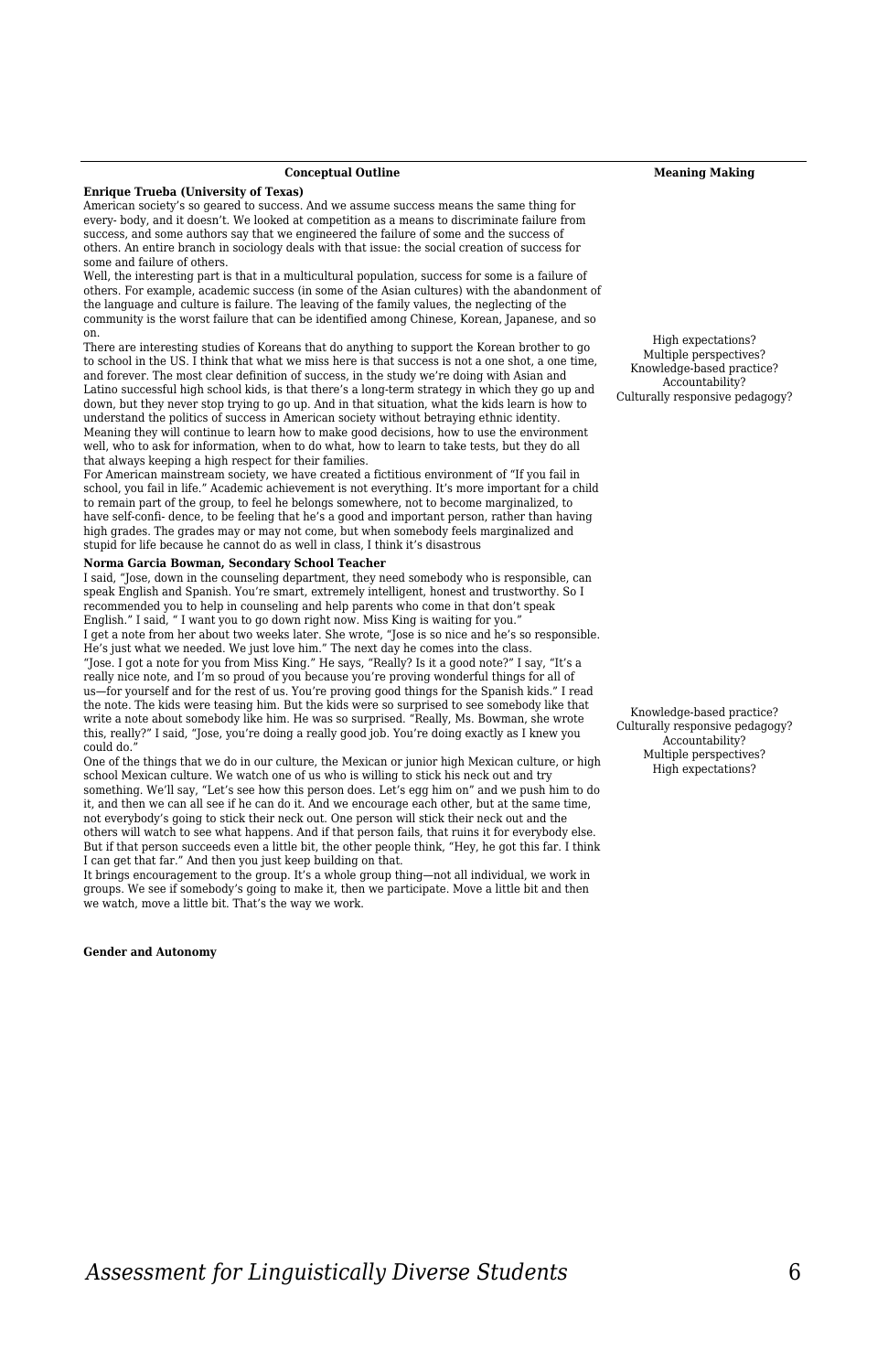| Conceptual Outline | Meaning Making |
|---|---|
| **Enrique Trueba (University of Texas)**<br>American society's so geared to success. And we assume success means the same thing for every- body, and it doesn't. We looked at competition as a means to discriminate failure from success, and some authors say that we engineered the failure of some and the success of others. An entire branch in sociology deals with that issue: the social creation of success for some and failure of others.<br>Well, the interesting part is that in a multicultural population, success for some is a failure of others. For example, academic success (in some of the Asian cultures) with the abandonment of the language and culture is failure. The leaving of the family values, the neglecting of the community is the worst failure that can be identified among Chinese, Korean, Japanese, and so on.<br>There are interesting studies of Koreans that do anything to support the Korean brother to go to school in the US. I think that what we miss here is that success is not a one shot, a one time, and forever. The most clear definition of success, in the study we're doing with Asian and Latino successful high school kids, is that there's a long-term strategy in which they go up and down, but they never stop trying to go up. And in that situation, what the kids learn is how to understand the politics of success in American society without betraying ethnic identity. Meaning they will continue to learn how to make good decisions, how to use the environment well, who to ask for information, when to do what, how to learn to take tests, but they do all that always keeping a high respect for their families.<br>For American mainstream society, we have created a fictitious environment of "If you fail in school, you fail in life." Academic achievement is not everything. It's more important for a child to remain part of the group, to feel he belongs somewhere, not to become marginalized, to have self-confi- dence, to be feeling that he's a good and important person, rather than having high grades. The grades may or may not come, but when somebody feels marginalized and stupid for life because he cannot do as well in class, I think it's disastrous | High expectations?<br>Multiple perspectives?<br>Knowledge-based practice?<br>Accountability?<br>Culturally responsive pedagogy? |
| **Norma Garcia Bowman, Secondary School Teacher**<br>I said, "Jose, down in the counseling department, they need somebody who is responsible, can speak English and Spanish. You're smart, extremely intelligent, honest and trustworthy. So I recommended you to help in counseling and help parents who come in that don't speak English." I said, " I want you to go down right now. Miss King is waiting for you."<br>I get a note from her about two weeks later. She wrote, "Jose is so nice and he's so responsible. He's just what we needed. We just love him." The next day he comes into the class.<br>"Jose. I got a note for you from Miss King." He says, "Really? Is it a good note?" I say, "It's a really nice note, and I'm so proud of you because you're proving wonderful things for all of us—for yourself and for the rest of us. You're proving good things for the Spanish kids." I read the note. The kids were teasing him. But the kids were so surprised to see somebody like that write a note about somebody like him. He was so surprised. "Really, Ms. Bowman, she wrote this, really?" I said, "Jose, you're doing a really good job. You're doing exactly as I knew you could do."<br>One of the things that we do in our culture, the Mexican or junior high Mexican culture, or high school Mexican culture. We watch one of us who is willing to stick his neck out and try something. We'll say, "Let's see how this person does. Let's egg him on" and we push him to do it, and then we can all see if he can do it. And we encourage each other, but at the same time, not everybody's going to stick their neck out. One person will stick their neck out and the others will watch to see what happens. And if that person fails, that ruins it for everybody else. But if that person succeeds even a little bit, the other people think, "Hey, he got this far. I think I can get that far." And then you just keep building on that.<br>It brings encouragement to the group. It's a whole group thing—not all individual, we work in groups. We see if somebody's going to make it, then we participate. Move a little bit and then we watch, move a little bit. That's the way we work. | Knowledge-based practice?<br>Culturally responsive pedagogy?<br>Accountability?<br>Multiple perspectives?<br>High expectations? |
| **Gender and Autonomy** | |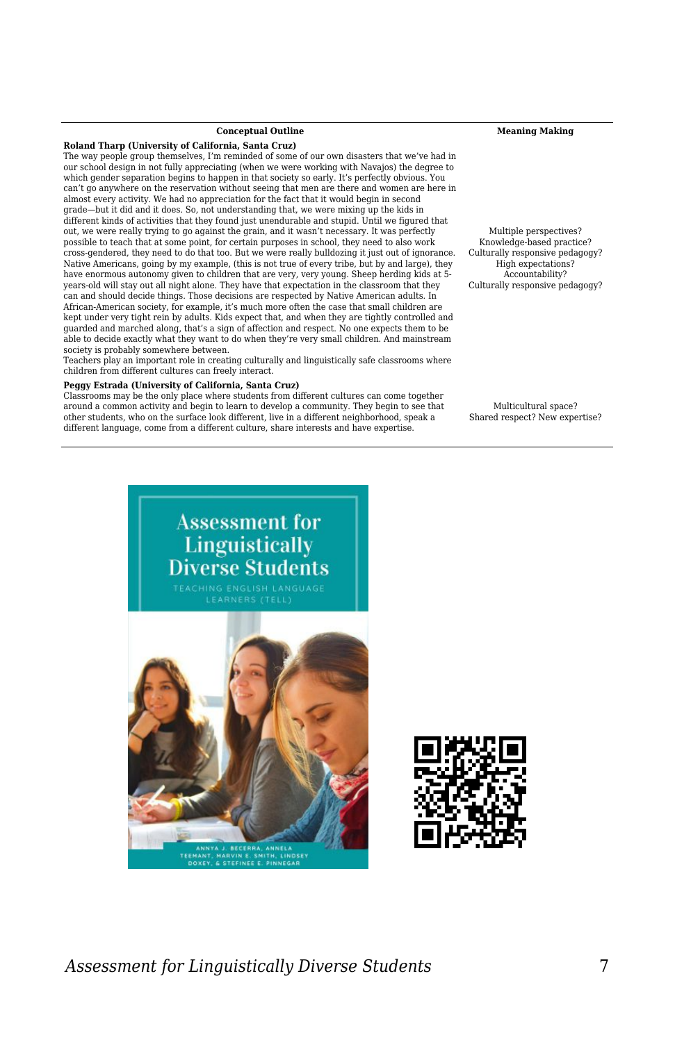| Conceptual Outline | Meaning Making |
| --- | --- |
| **Roland Tharp (University of California, Santa Cruz)**<br>The way people group themselves, I'm reminded of some of our own disasters that we've had in our school design in not fully appreciating (when we were working with Navajos) the degree to which gender separation begins to happen in that society so early. It's perfectly obvious. You can't go anywhere on the reservation without seeing that men are there and women are here in almost every activity. We had no appreciation for the fact that it would begin in second grade—but it did and it does. So, not understanding that, we were mixing up the kids in different kinds of activities that they found just unendurable and stupid. Until we figured that out, we were really trying to go against the grain, and it wasn't necessary. It was perfectly possible to teach that at some point, for certain purposes in school, they need to also work cross-gendered, they need to do that too. But we were really bulldozing it just out of ignorance. Native Americans, going by my example, (this is not true of every tribe, but by and large), they have enormous autonomy given to children that are very, very young. Sheep herding kids at 5-years-old will stay out all night alone. They have that expectation in the classroom that they can and should decide things. Those decisions are respected by Native American adults. In African-American society, for example, it's much more often the case that small children are kept under very tight rein by adults. Kids expect that, and when they are tightly controlled and guarded and marched along, that's a sign of affection and respect. No one expects them to be able to decide exactly what they want to do when they're very small children. And mainstream society is probably somewhere between.<br>Teachers play an important role in creating culturally and linguistically safe classrooms where children from different cultures can freely interact. | Multiple perspectives?<br>Knowledge-based practice?<br>Culturally responsive pedagogy?<br>High expectations?<br>Accountability?<br>Culturally responsive pedagogy? |
| **Peggy Estrada (University of California, Santa Cruz)**<br>Classrooms may be the only place where students from different cultures can come together around a common activity and begin to learn to develop a community. They begin to see that other students, who on the surface look different, live in a different neighborhood, speak a different language, come from a different culture, share interests and have expertise. | Multicultural space?<br>Shared respect? New expertise? |

Assessment for Linguistically Diverse Students

TEACHING ENGLISH LANGUAGE LEARNERS (TELL)

ANNYA J. BECERRA, ANNELA TEEMANT, MARVIN E. SMITH, LINDSEY DOXEY, & STEFINEE E. PINNEGAR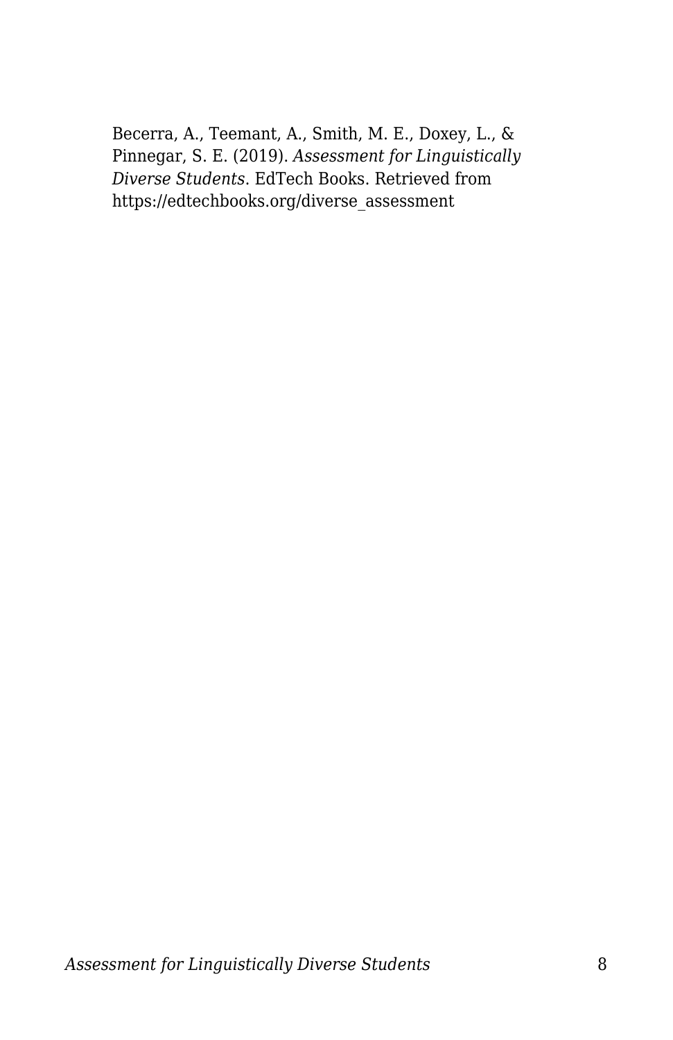Becerra, A., Teemant, A., Smith, M. E., Doxey, L., & Pinnegar, S. E. (2019). *Assessment for Linguistically Diverse Students*. EdTech Books. Retrieved from https://edtechbooks.org/diverse_assessment